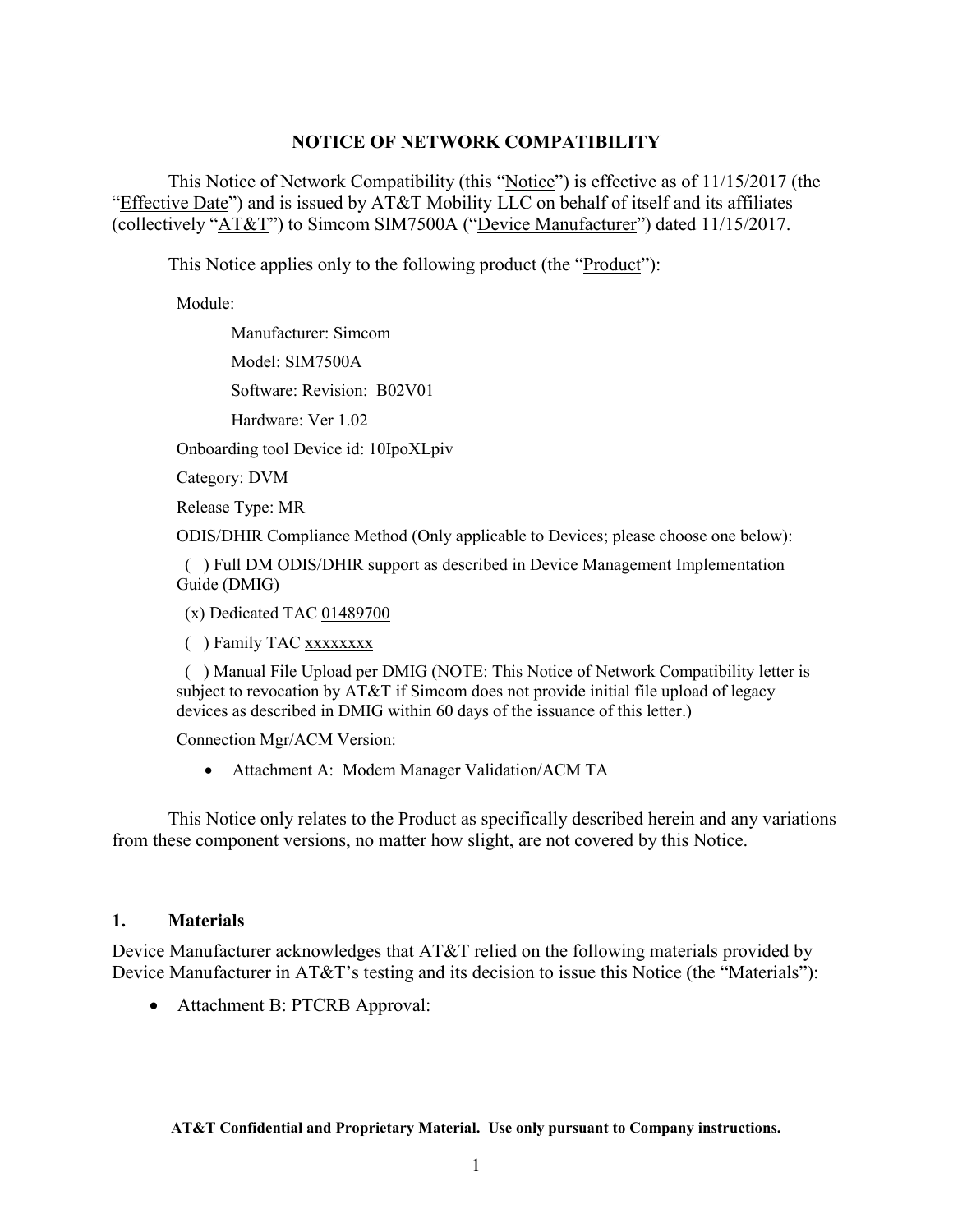## NOTICE OF NETWORK COMPATIBILITY

This Notice of Network Compatibility (this "Notice") is effective as of 11/15/2017 (the "Effective Date") and is issued by AT&T Mobility LLC on behalf of itself and its affiliates (collectively "AT&T") to Simcom SIM7500A ("Device Manufacturer") dated 11/15/2017.

This Notice applies only to the following product (the "Product"):

Module:

Manufacturer: Simcom

Model: SIM7500A

Software: Revision: B02V01

Hardware: Ver 1.02

Onboarding tool Device id: 10IpoXLpiv

Category: DVM

Release Type: MR

ODIS/DHIR Compliance Method (Only applicable to Devices; please choose one below):

( ) Full DM ODIS/DHIR support as described in Device Management Implementation Guide (DMIG)

(x) Dedicated TAC 01489700

( ) Family TAC xxxxxxxx

( ) Manual File Upload per DMIG (NOTE: This Notice of Network Compatibility letter is subject to revocation by AT&T if Simcom does not provide initial file upload of legacy devices as described in DMIG within 60 days of the issuance of this letter.)

Connection Mgr/ACM Version:

- Attachment A: Modem Manager Validation/ACM TA

This Notice only relates to the Product as specifically described herein and any variations from these component versions, no matter how slight, are not covered by this Notice.

### 1. Materials

Device Manufacturer acknowledges that AT&T relied on the following materials provided by Device Manufacturer in AT&T's testing and its decision to issue this Notice (the "Materials"):

- Attachment B: PTCRB Approval:

AT&T Confidential and Proprietary Material. Use only pursuant to Company instructions.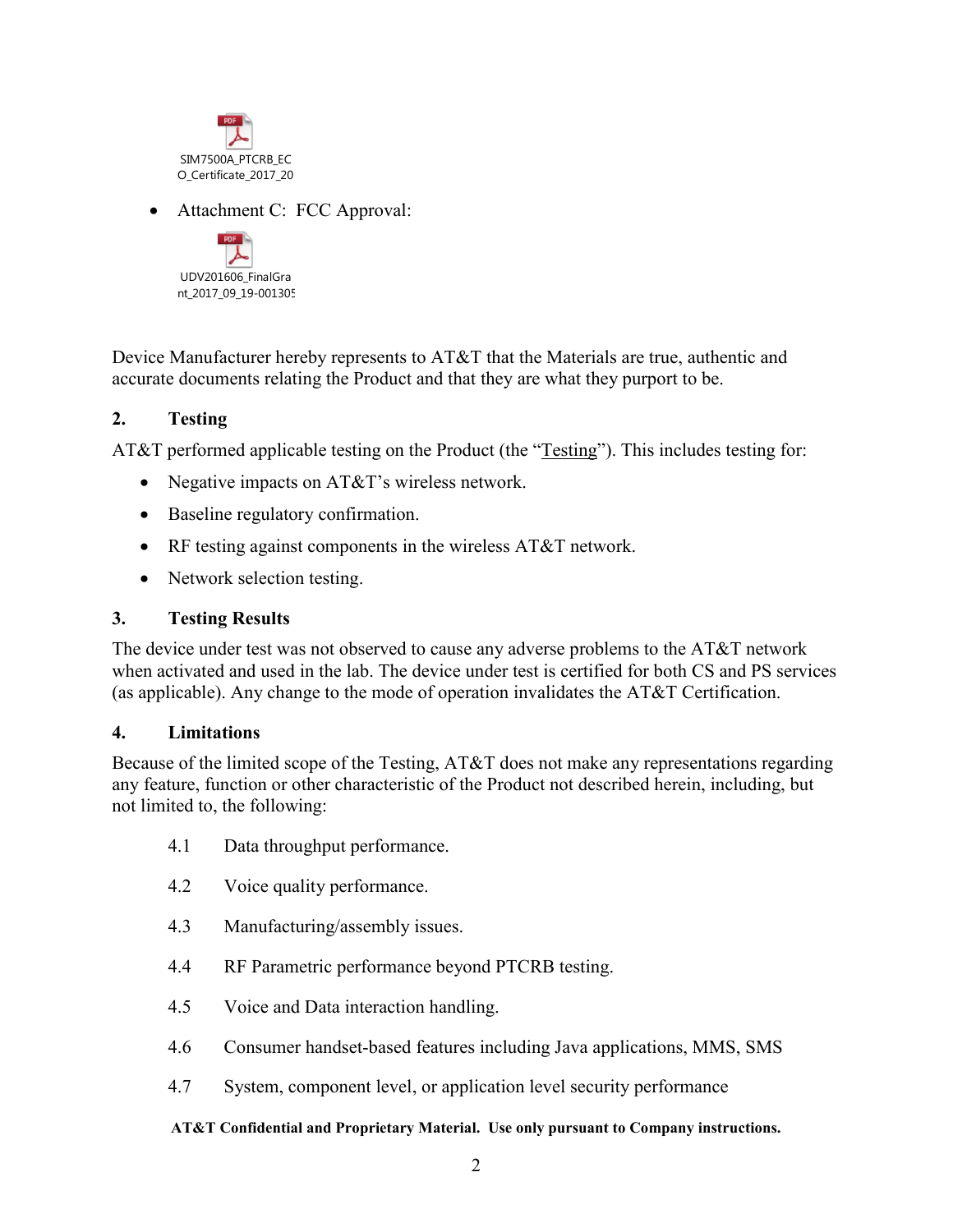SIM7500A_PTCRB_ECO_Certificate_2017_20

- Attachment C: FCC Approval:

UDV201606_FinalGrant_2017_09_19-001305

Device Manufacturer hereby represents to AT&T that the Materials are true, authentic and accurate documents relating the Product and that they are what they purport to be.

## 2. Testing

AT&T performed applicable testing on the Product (the "Testing"). This includes testing for:

- Negative impacts on AT&T's wireless network.
- Baseline regulatory confirmation.
- RF testing against components in the wireless AT&T network.
- Network selection testing.

## 3. Testing Results

The device under test was not observed to cause any adverse problems to the AT&T network when activated and used in the lab. The device under test is certified for both CS and PS services (as applicable). Any change to the mode of operation invalidates the AT&T Certification.

## 4. Limitations

Because of the limited scope of the Testing, AT&T does not make any representations regarding any feature, function or other characteristic of the Product not described herein, including, but not limited to, the following:

4.1 Data throughput performance.

4.2 Voice quality performance.

4.3 Manufacturing/assembly issues.

4.4 RF Parametric performance beyond PTCRB testing.

4.5 Voice and Data interaction handling.

4.6 Consumer handset-based features including Java applications, MMS, SMS

4.7 System, component level, or application level security performance

**AT&T Confidential and Proprietary Material. Use only pursuant to Company instructions.**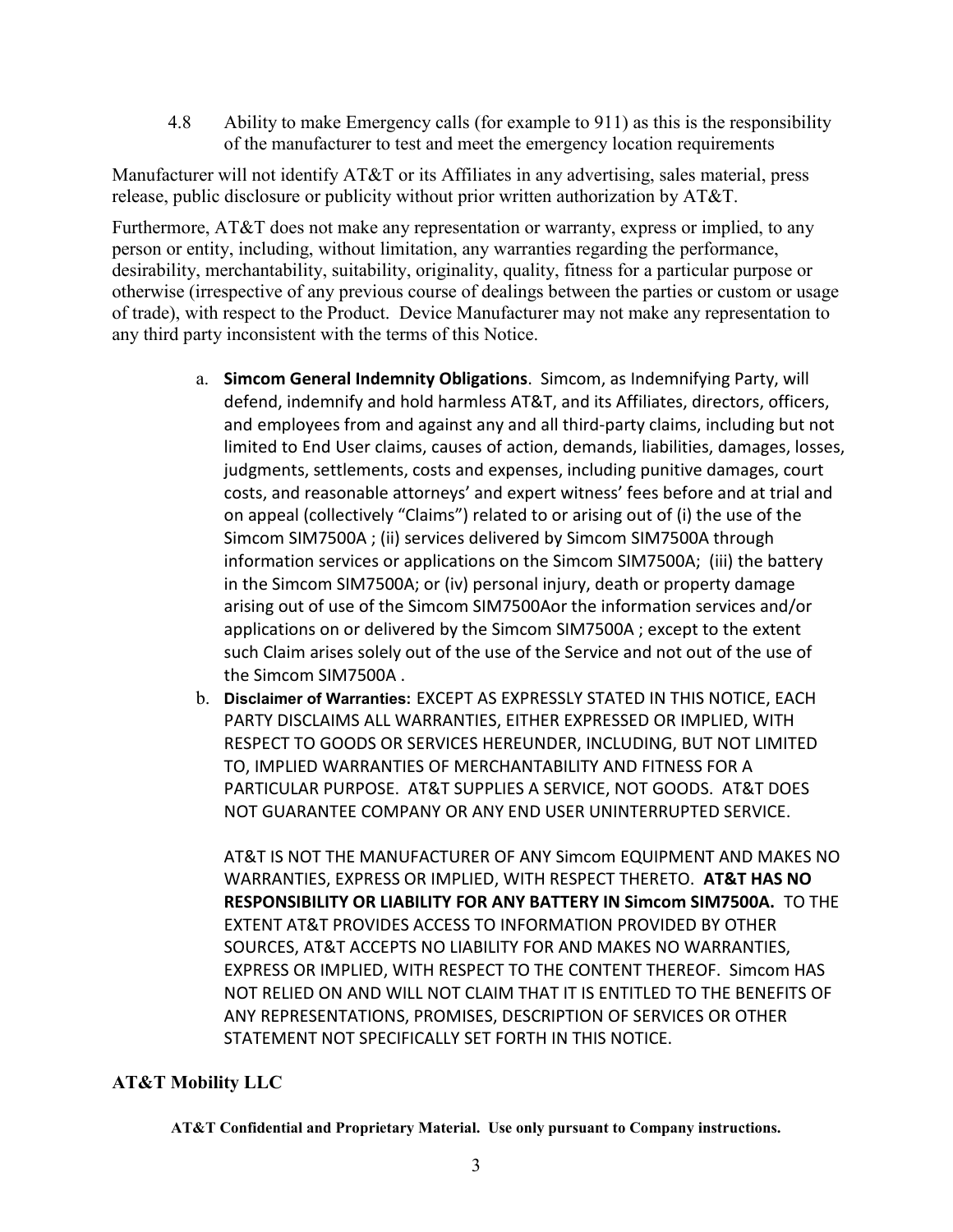4.8 Ability to make Emergency calls (for example to 911) as this is the responsibility of the manufacturer to test and meet the emergency location requirements

Manufacturer will not identify AT&T or its Affiliates in any advertising, sales material, press release, public disclosure or publicity without prior written authorization by AT&T.

Furthermore, AT&T does not make any representation or warranty, express or implied, to any person or entity, including, without limitation, any warranties regarding the performance, desirability, merchantability, suitability, originality, quality, fitness for a particular purpose or otherwise (irrespective of any previous course of dealings between the parties or custom or usage of trade), with respect to the Product. Device Manufacturer may not make any representation to any third party inconsistent with the terms of this Notice.

a. **Simcom General Indemnity Obligations**. Simcom, as Indemnifying Party, will defend, indemnify and hold harmless AT&T, and its Affiliates, directors, officers, and employees from and against any and all third-party claims, including but not limited to End User claims, causes of action, demands, liabilities, damages, losses, judgments, settlements, costs and expenses, including punitive damages, court costs, and reasonable attorneys' and expert witness' fees before and at trial and on appeal (collectively "Claims") related to or arising out of (i) the use of the Simcom SIM7500A ; (ii) services delivered by Simcom SIM7500A through information services or applications on the Simcom SIM7500A; (iii) the battery in the Simcom SIM7500A; or (iv) personal injury, death or property damage arising out of use of the Simcom SIM7500Aor the information services and/or applications on or delivered by the Simcom SIM7500A ; except to the extent such Claim arises solely out of the use of the Service and not out of the use of the Simcom SIM7500A .

b. **Disclaimer of Warranties:** EXCEPT AS EXPRESSLY STATED IN THIS NOTICE, EACH PARTY DISCLAIMS ALL WARRANTIES, EITHER EXPRESSED OR IMPLIED, WITH RESPECT TO GOODS OR SERVICES HEREUNDER, INCLUDING, BUT NOT LIMITED TO, IMPLIED WARRANTIES OF MERCHANTABILITY AND FITNESS FOR A PARTICULAR PURPOSE. AT&T SUPPLIES A SERVICE, NOT GOODS. AT&T DOES NOT GUARANTEE COMPANY OR ANY END USER UNINTERRUPTED SERVICE.

   AT&T IS NOT THE MANUFACTURER OF ANY Simcom EQUIPMENT AND MAKES NO WARRANTIES, EXPRESS OR IMPLIED, WITH RESPECT THERETO. **AT&T HAS NO RESPONSIBILITY OR LIABILITY FOR ANY BATTERY IN Simcom SIM7500A.** TO THE EXTENT AT&T PROVIDES ACCESS TO INFORMATION PROVIDED BY OTHER SOURCES, AT&T ACCEPTS NO LIABILITY FOR AND MAKES NO WARRANTIES, EXPRESS OR IMPLIED, WITH RESPECT TO THE CONTENT THEREOF. Simcom HAS NOT RELIED ON AND WILL NOT CLAIM THAT IT IS ENTITLED TO THE BENEFITS OF ANY REPRESENTATIONS, PROMISES, DESCRIPTION OF SERVICES OR OTHER STATEMENT NOT SPECIFICALLY SET FORTH IN THIS NOTICE.

**AT&T Mobility LLC**

**AT&T Confidential and Proprietary Material. Use only pursuant to Company instructions.**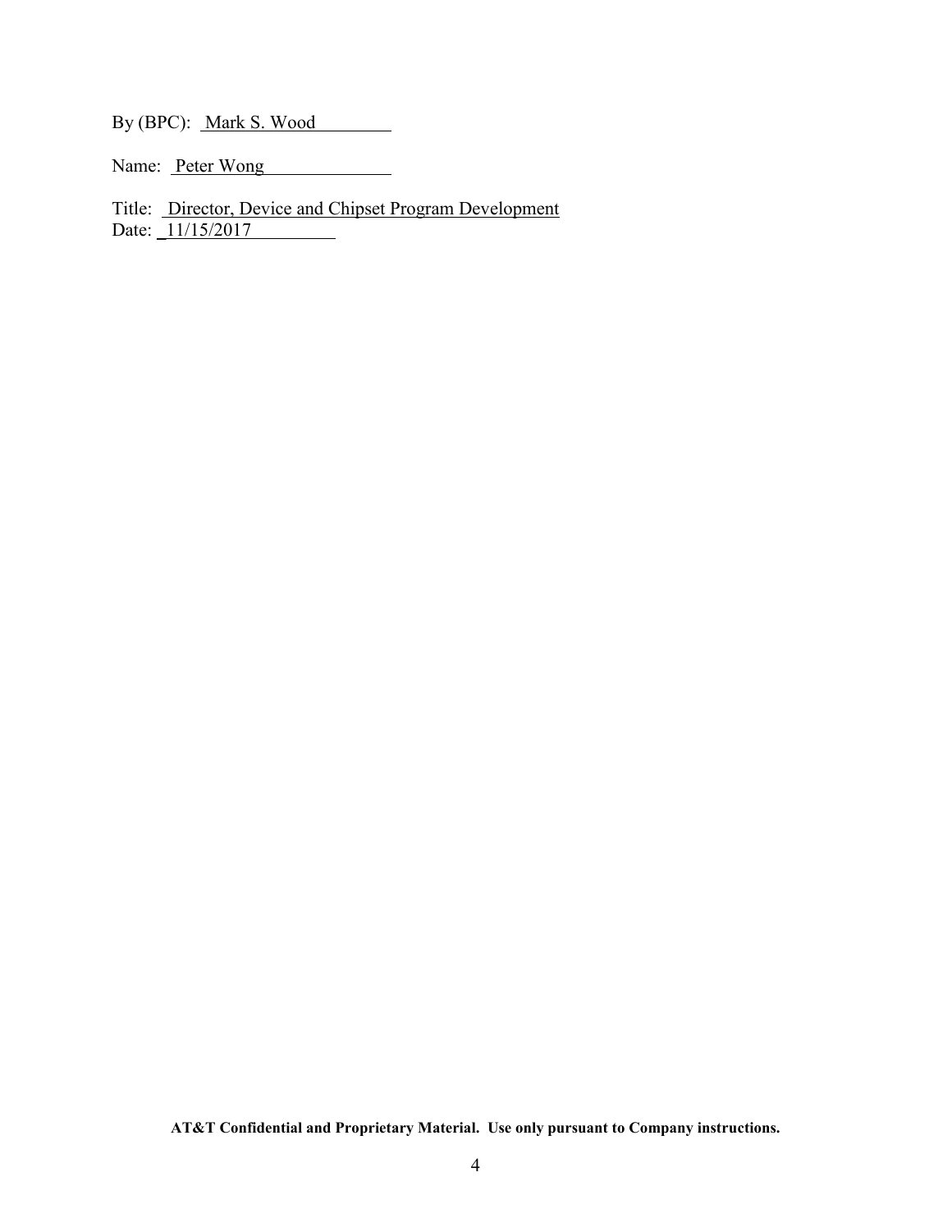By (BPC): Mark S. Wood

Name: Peter Wong

Title: Director, Device and Chipset Program Development

Date: 11/15/2017

**AT&T Confidential and Proprietary Material. Use only pursuant to Company instructions.**